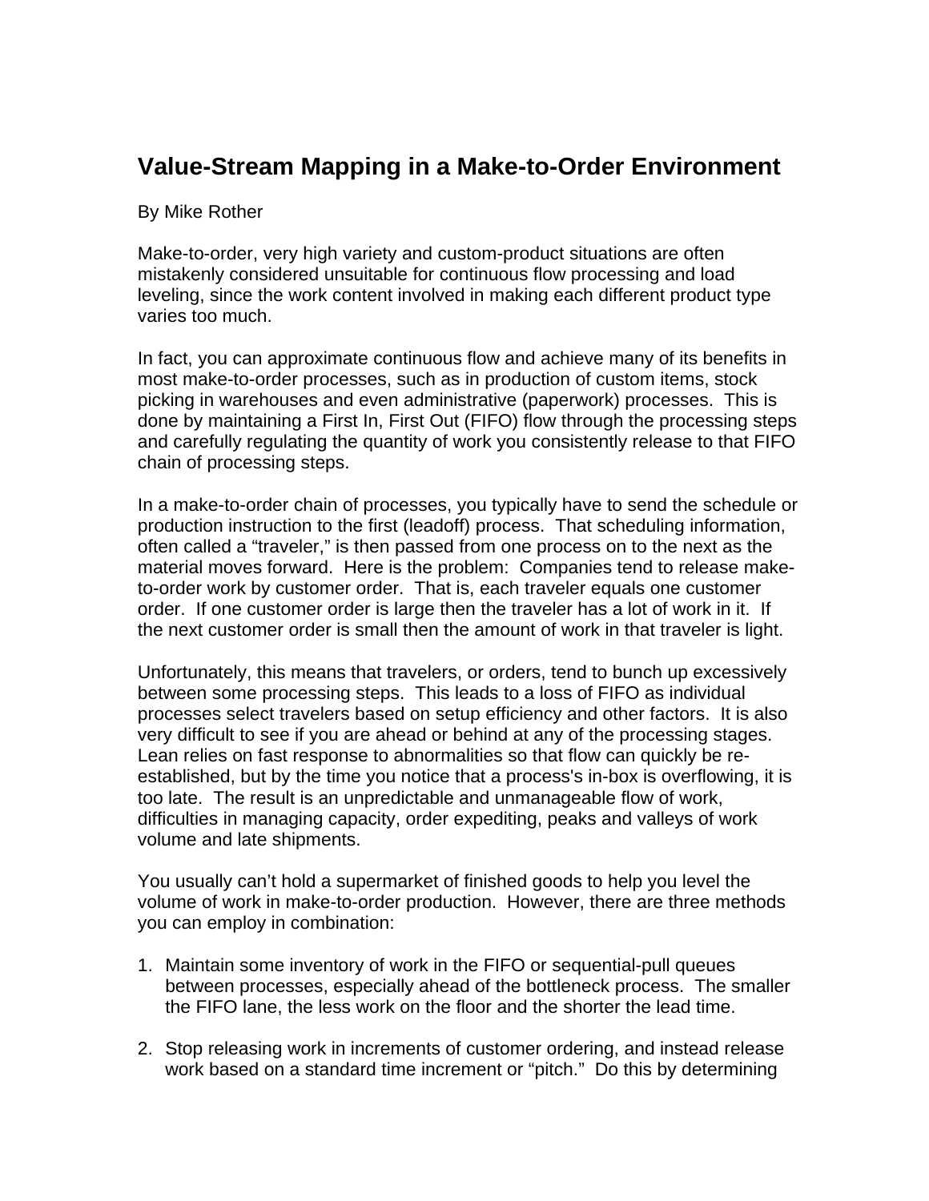# Value-Stream Mapping in a Make-to-Order Environment

By Mike Rother

Make-to-order, very high variety and custom-product situations are often mistakenly considered unsuitable for continuous flow processing and load leveling, since the work content involved in making each different product type varies too much.

In fact, you can approximate continuous flow and achieve many of its benefits in most make-to-order processes, such as in production of custom items, stock picking in warehouses and even administrative (paperwork) processes. This is done by maintaining a First In, First Out (FIFO) flow through the processing steps and carefully regulating the quantity of work you consistently release to that FIFO chain of processing steps.

In a make-to-order chain of processes, you typically have to send the schedule or production instruction to the first (leadoff) process. That scheduling information, often called a "traveler," is then passed from one process on to the next as the material moves forward. Here is the problem: Companies tend to release make-to-order work by customer order. That is, each traveler equals one customer order. If one customer order is large then the traveler has a lot of work in it. If the next customer order is small then the amount of work in that traveler is light.

Unfortunately, this means that travelers, or orders, tend to bunch up excessively between some processing steps. This leads to a loss of FIFO as individual processes select travelers based on setup efficiency and other factors. It is also very difficult to see if you are ahead or behind at any of the processing stages. Lean relies on fast response to abnormalities so that flow can quickly be re-established, but by the time you notice that a process's in-box is overflowing, it is too late. The result is an unpredictable and unmanageable flow of work, difficulties in managing capacity, order expediting, peaks and valleys of work volume and late shipments.

You usually can't hold a supermarket of finished goods to help you level the volume of work in make-to-order production. However, there are three methods you can employ in combination:

1. Maintain some inventory of work in the FIFO or sequential-pull queues between processes, especially ahead of the bottleneck process. The smaller the FIFO lane, the less work on the floor and the shorter the lead time.

2. Stop releasing work in increments of customer ordering, and instead release work based on a standard time increment or "pitch." Do this by determining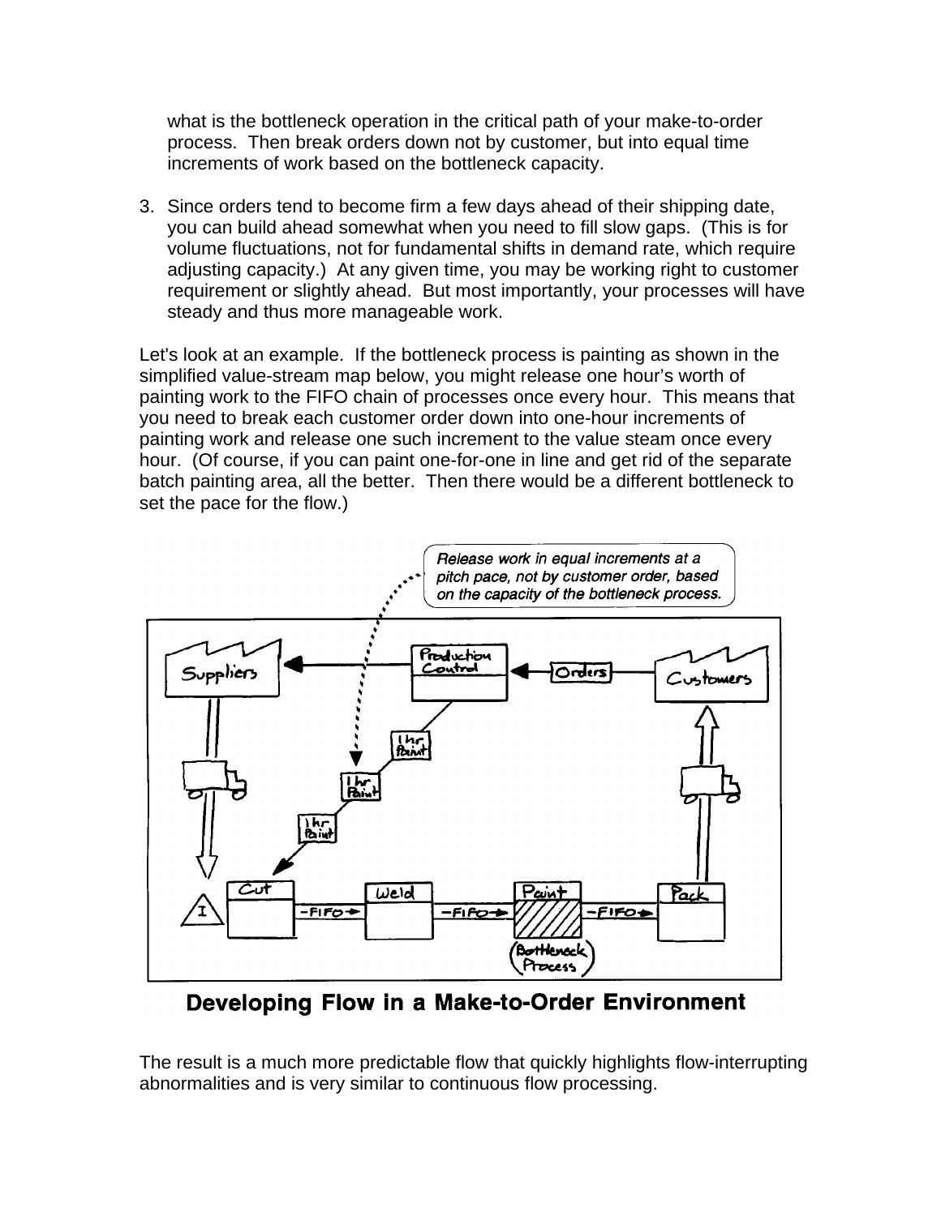what is the bottleneck operation in the critical path of your make-to-order process. Then break orders down not by customer, but into equal time increments of work based on the bottleneck capacity.

3. Since orders tend to become firm a few days ahead of their shipping date, you can build ahead somewhat when you need to fill slow gaps. (This is for volume fluctuations, not for fundamental shifts in demand rate, which require adjusting capacity.) At any given time, you may be working right to customer requirement or slightly ahead. But most importantly, your processes will have steady and thus more manageable work.

Let's look at an example. If the bottleneck process is painting as shown in the simplified value-stream map below, you might release one hour's worth of painting work to the FIFO chain of processes once every hour. This means that you need to break each customer order down into one-hour increments of painting work and release one such increment to the value steam once every hour. (Of course, if you can paint one-for-one in line and get rid of the separate batch painting area, all the better. Then there would be a different bottleneck to set the pace for the flow.)

**Developing Flow in a Make-to-Order Environment**

The result is a much more predictable flow that quickly highlights flow-interrupting abnormalities and is very similar to continuous flow processing.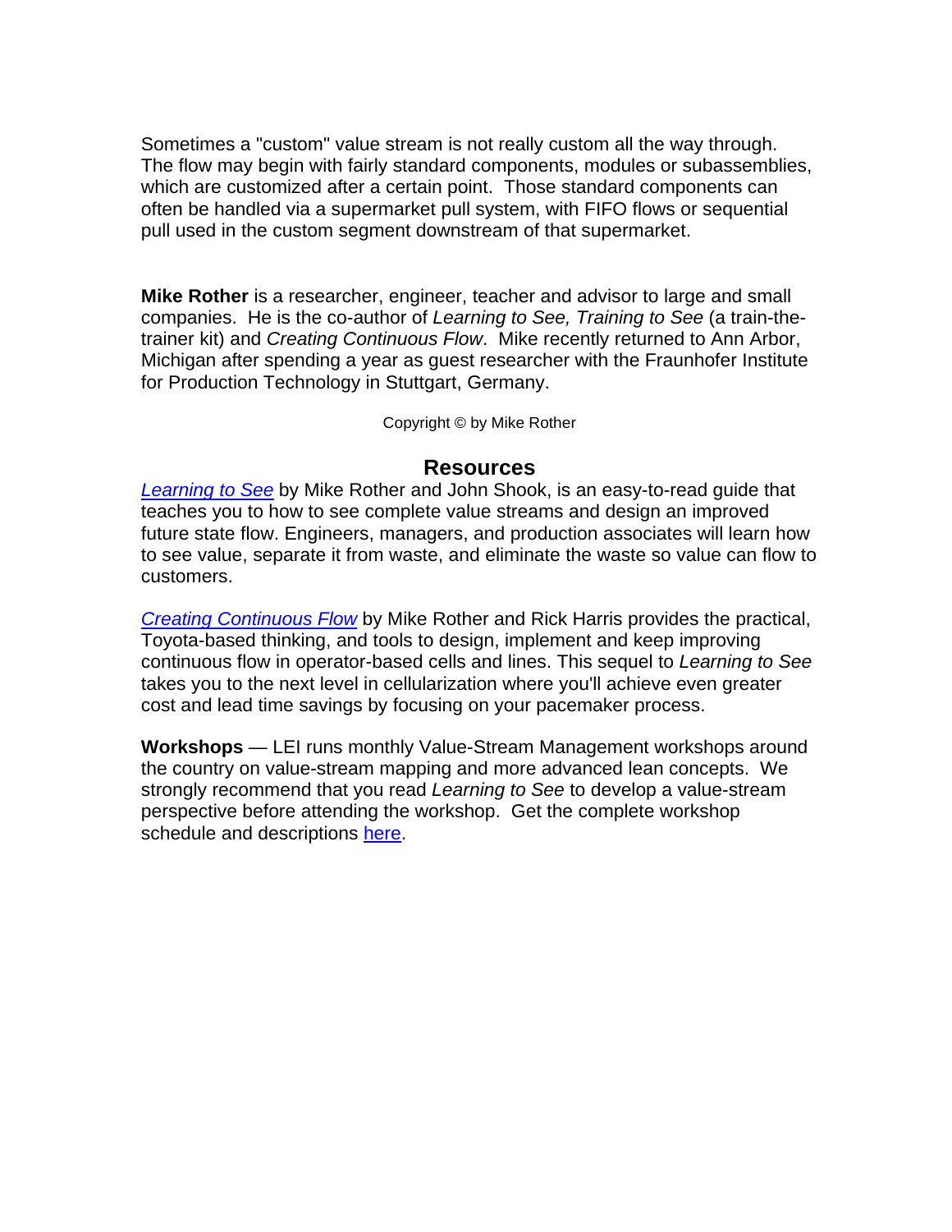Sometimes a "custom" value stream is not really custom all the way through. The flow may begin with fairly standard components, modules or subassemblies, which are customized after a certain point. Those standard components can often be handled via a supermarket pull system, with FIFO flows or sequential pull used in the custom segment downstream of that supermarket.

**Mike Rother** is a researcher, engineer, teacher and advisor to large and small companies. He is the co-author of *Learning to See, Training to See* (a train-the-trainer kit) and *Creating Continuous Flow*. Mike recently returned to Ann Arbor, Michigan after spending a year as guest researcher with the Fraunhofer Institute for Production Technology in Stuttgart, Germany.

Copyright © by Mike Rother

## Resources

*Learning to See* by Mike Rother and John Shook, is an easy-to-read guide that teaches you to how to see complete value streams and design an improved future state flow. Engineers, managers, and production associates will learn how to see value, separate it from waste, and eliminate the waste so value can flow to customers.

*Creating Continuous Flow* by Mike Rother and Rick Harris provides the practical, Toyota-based thinking, and tools to design, implement and keep improving continuous flow in operator-based cells and lines. This sequel to *Learning to See* takes you to the next level in cellularization where you'll achieve even greater cost and lead time savings by focusing on your pacemaker process.

**Workshops** — LEI runs monthly Value-Stream Management workshops around the country on value-stream mapping and more advanced lean concepts. We strongly recommend that you read *Learning to See* to develop a value-stream perspective before attending the workshop. Get the complete workshop schedule and descriptions here.